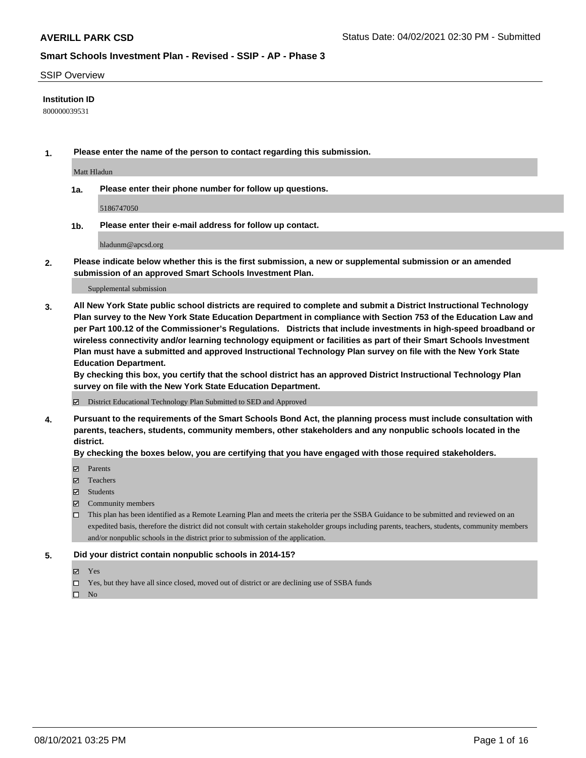**AVERILL PARK CSD**

Status Date: 04/02/2021 02:30 PM - Submitted

## Smart Schools Investment Plan - Revised - SSIP - AP - Phase 3

SSIP Overview

**Institution ID**

800000039531

**1. Please enter the name of the person to contact regarding this submission.**

Matt Hladun

**1a. Please enter their phone number for follow up questions.**

5186747050

**1b. Please enter their e-mail address for follow up contact.**

hladunm@apcsd.org

**2. Please indicate below whether this is the first submission, a new or supplemental submission or an amended submission of an approved Smart Schools Investment Plan.**

Supplemental submission

**3. All New York State public school districts are required to complete and submit a District Instructional Technology Plan survey to the New York State Education Department in compliance with Section 753 of the Education Law and per Part 100.12 of the Commissioner's Regulations. Districts that include investments in high-speed broadband or wireless connectivity and/or learning technology equipment or facilities as part of their Smart Schools Investment Plan must have a submitted and approved Instructional Technology Plan survey on file with the New York State Education Department.**

**By checking this box, you certify that the school district has an approved District Instructional Technology Plan survey on file with the New York State Education Department.**

☑ District Educational Technology Plan Submitted to SED and Approved

**4. Pursuant to the requirements of the Smart Schools Bond Act, the planning process must include consultation with parents, teachers, students, community members, other stakeholders and any nonpublic schools located in the district.**

**By checking the boxes below, you are certifying that you have engaged with those required stakeholders.**

☑ Parents

☑ Teachers

☑ Students

☑ Community members

☐ This plan has been identified as a Remote Learning Plan and meets the criteria per the SSBA Guidance to be submitted and reviewed on an expedited basis, therefore the district did not consult with certain stakeholder groups including parents, teachers, students, community members and/or nonpublic schools in the district prior to submission of the application.

**5. Did your district contain nonpublic schools in 2014-15?**

☑ Yes

☐ Yes, but they have all since closed, moved out of district or are declining use of SSBA funds

☐ No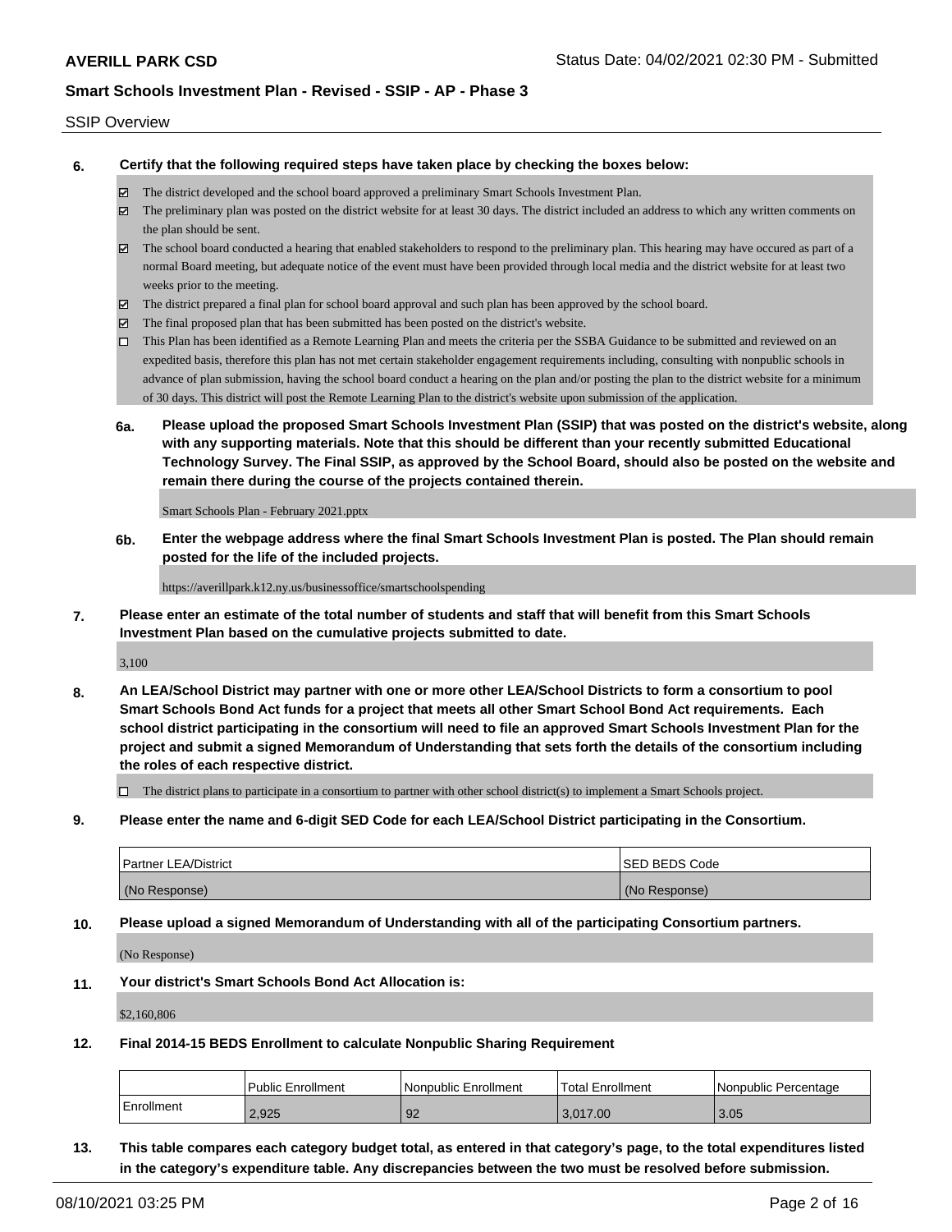SSIP Overview

**6. Certify that the following required steps have taken place by checking the boxes below:**

- ☑ The district developed and the school board approved a preliminary Smart Schools Investment Plan.
- ☑ The preliminary plan was posted on the district website for at least 30 days. The district included an address to which any written comments on the plan should be sent.
- ☑ The school board conducted a hearing that enabled stakeholders to respond to the preliminary plan. This hearing may have occured as part of a normal Board meeting, but adequate notice of the event must have been provided through local media and the district website for at least two weeks prior to the meeting.
- ☑ The district prepared a final plan for school board approval and such plan has been approved by the school board.
- ☑ The final proposed plan that has been submitted has been posted on the district's website.
- ☐ This Plan has been identified as a Remote Learning Plan and meets the criteria per the SSBA Guidance to be submitted and reviewed on an expedited basis, therefore this plan has not met certain stakeholder engagement requirements including, consulting with nonpublic schools in advance of plan submission, having the school board conduct a hearing on the plan and/or posting the plan to the district website for a minimum of 30 days. This district will post the Remote Learning Plan to the district's website upon submission of the application.

**6a. Please upload the proposed Smart Schools Investment Plan (SSIP) that was posted on the district's website, along with any supporting materials. Note that this should be different than your recently submitted Educational Technology Survey. The Final SSIP, as approved by the School Board, should also be posted on the website and remain there during the course of the projects contained therein.**

Smart Schools Plan - February 2021.pptx

**6b. Enter the webpage address where the final Smart Schools Investment Plan is posted. The Plan should remain posted for the life of the included projects.**

https://averillpark.k12.ny.us/businessoffice/smartschoolspending

**7. Please enter an estimate of the total number of students and staff that will benefit from this Smart Schools Investment Plan based on the cumulative projects submitted to date.**

3,100

**8. An LEA/School District may partner with one or more other LEA/School Districts to form a consortium to pool Smart Schools Bond Act funds for a project that meets all other Smart School Bond Act requirements. Each school district participating in the consortium will need to file an approved Smart Schools Investment Plan for the project and submit a signed Memorandum of Understanding that sets forth the details of the consortium including the roles of each respective district.**

- ☐ The district plans to participate in a consortium to partner with other school district(s) to implement a Smart Schools project.

**9. Please enter the name and 6-digit SED Code for each LEA/School District participating in the Consortium.**

| Partner LEA/District | SED BEDS Code |
|---|---|
| (No Response) | (No Response) |

**10. Please upload a signed Memorandum of Understanding with all of the participating Consortium partners.**

(No Response)

**11. Your district's Smart Schools Bond Act Allocation is:**

$2,160,806

**12. Final 2014-15 BEDS Enrollment to calculate Nonpublic Sharing Requirement**

| | Public Enrollment | Nonpublic Enrollment | Total Enrollment | Nonpublic Percentage |
|---|---|---|---|---|
| Enrollment | 2,925 | 92 | 3,017.00 | 3.05 |

**13. This table compares each category budget total, as entered in that category's page, to the total expenditures listed in the category's expenditure table. Any discrepancies between the two must be resolved before submission.**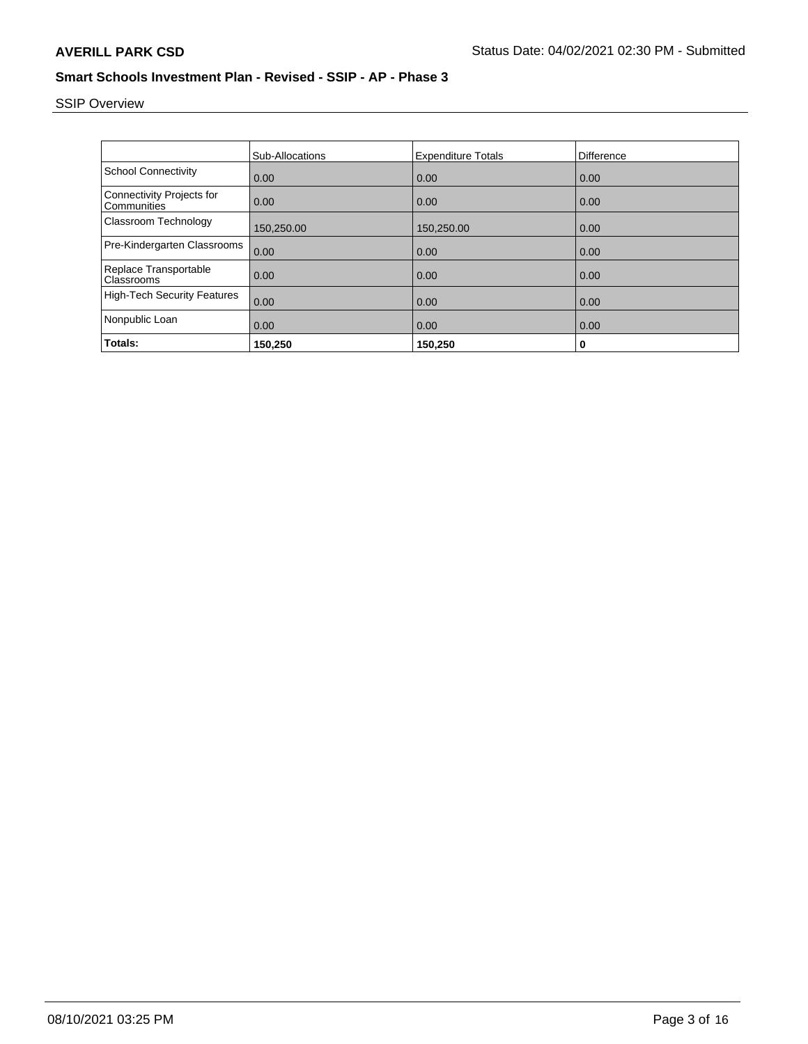**AVERILL PARK CSD**

Status Date: 04/02/2021 02:30 PM - Submitted

## Smart Schools Investment Plan - Revised - SSIP - AP - Phase 3

SSIP Overview

| | Sub-Allocations | Expenditure Totals | Difference |
|---|---|---|---|
| School Connectivity | 0.00 | 0.00 | 0.00 |
| Connectivity Projects for Communities | 0.00 | 0.00 | 0.00 |
| Classroom Technology | 150,250.00 | 150,250.00 | 0.00 |
| Pre-Kindergarten Classrooms | 0.00 | 0.00 | 0.00 |
| Replace Transportable Classrooms | 0.00 | 0.00 | 0.00 |
| High-Tech Security Features | 0.00 | 0.00 | 0.00 |
| Nonpublic Loan | 0.00 | 0.00 | 0.00 |
| **Totals:** | **150,250** | **150,250** | **0** |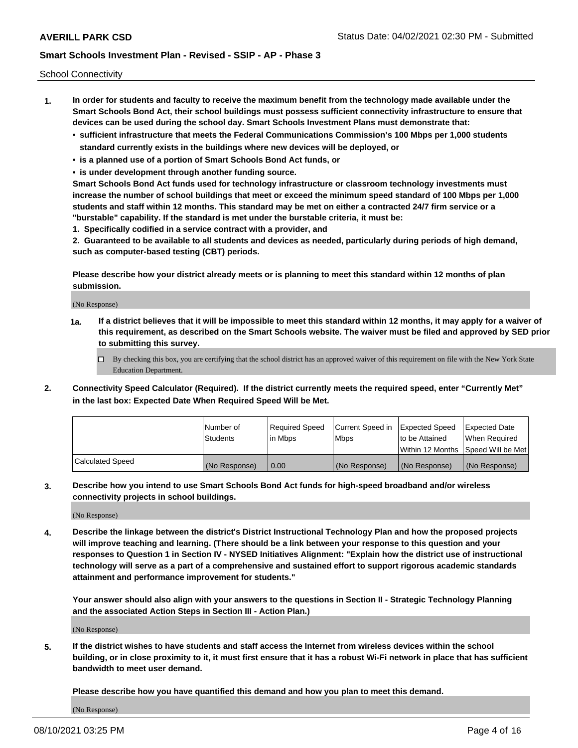School Connectivity

1. **In order for students and faculty to receive the maximum benefit from the technology made available under the Smart Schools Bond Act, their school buildings must possess sufficient connectivity infrastructure to ensure that devices can be used during the school day. Smart Schools Investment Plans must demonstrate that:**
   - **sufficient infrastructure that meets the Federal Communications Commission's 100 Mbps per 1,000 students standard currently exists in the buildings where new devices will be deployed, or**
   - **is a planned use of a portion of Smart Schools Bond Act funds, or**
   - **is under development through another funding source.**

   **Smart Schools Bond Act funds used for technology infrastructure or classroom technology investments must increase the number of school buildings that meet or exceed the minimum speed standard of 100 Mbps per 1,000 students and staff within 12 months. This standard may be met on either a contracted 24/7 firm service or a "burstable" capability. If the standard is met under the burstable criteria, it must be:**

   **1. Specifically codified in a service contract with a provider, and**

   **2. Guaranteed to be available to all students and devices as needed, particularly during periods of high demand, such as computer-based testing (CBT) periods.**

   **Please describe how your district already meets or is planning to meet this standard within 12 months of plan submission.**

   (No Response)

   **1a. If a district believes that it will be impossible to meet this standard within 12 months, it may apply for a waiver of this requirement, as described on the Smart Schools website. The waiver must be filed and approved by SED prior to submitting this survey.**

   ☐ By checking this box, you are certifying that the school district has an approved waiver of this requirement on file with the New York State Education Department.

2. **Connectivity Speed Calculator (Required). If the district currently meets the required speed, enter "Currently Met" in the last box: Expected Date When Required Speed Will be Met.**

| | Number of Students | Required Speed in Mbps | Current Speed in Mbps | Expected Speed to be Attained Within 12 Months | Expected Date When Required Speed Will be Met |
|---|---|---|---|---|---|
| Calculated Speed | (No Response) | 0.00 | (No Response) | (No Response) | (No Response) |

3. **Describe how you intend to use Smart Schools Bond Act funds for high-speed broadband and/or wireless connectivity projects in school buildings.**

   (No Response)

4. **Describe the linkage between the district's District Instructional Technology Plan and how the proposed projects will improve teaching and learning. (There should be a link between your response to this question and your responses to Question 1 in Section IV - NYSED Initiatives Alignment: "Explain how the district use of instructional technology will serve as a part of a comprehensive and sustained effort to support rigorous academic standards attainment and performance improvement for students."**

   **Your answer should also align with your answers to the questions in Section II - Strategic Technology Planning and the associated Action Steps in Section III - Action Plan.)**

   (No Response)

5. **If the district wishes to have students and staff access the Internet from wireless devices within the school building, or in close proximity to it, it must first ensure that it has a robust Wi-Fi network in place that has sufficient bandwidth to meet user demand.**

   **Please describe how you have quantified this demand and how you plan to meet this demand.**

   (No Response)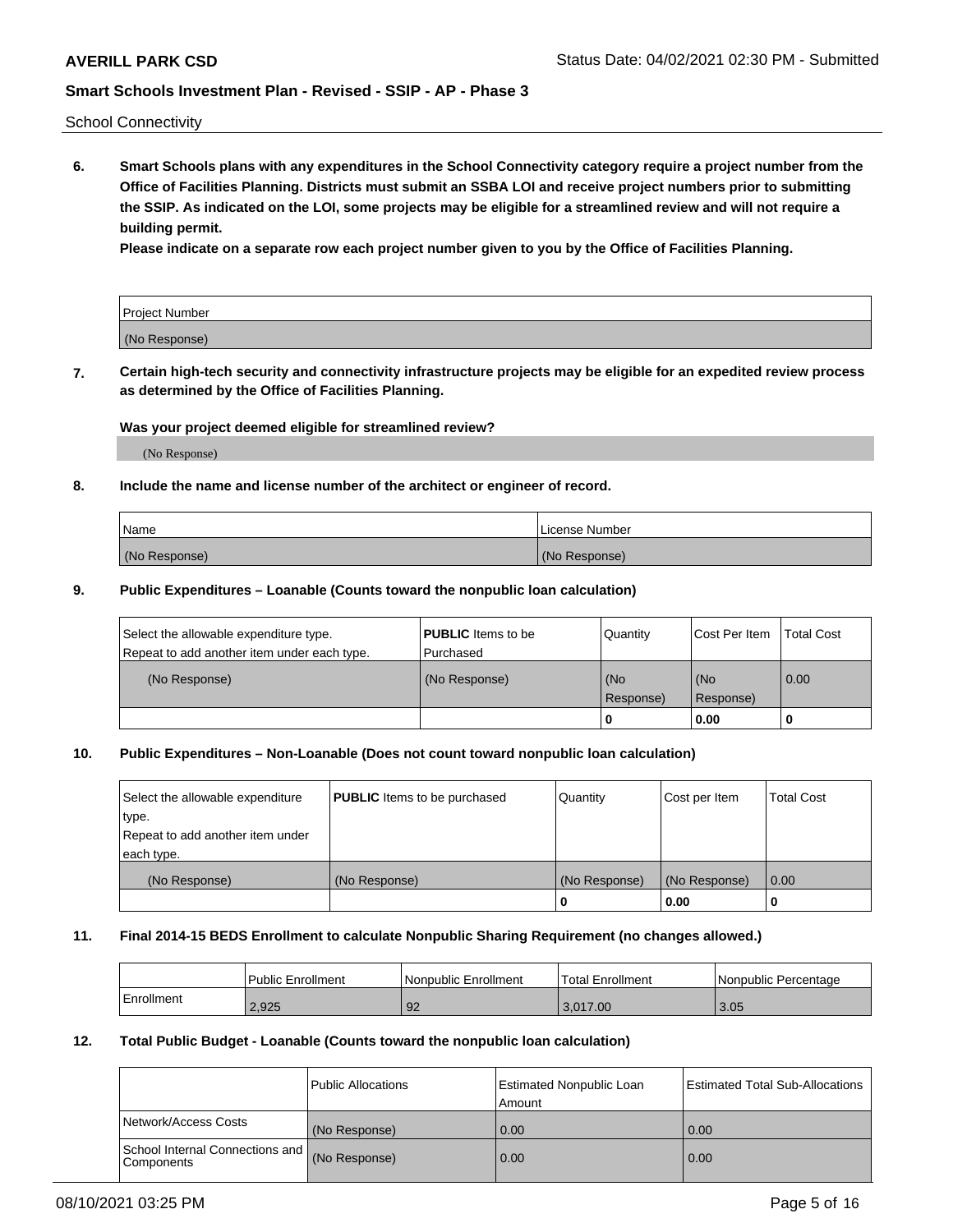School Connectivity

**6. Smart Schools plans with any expenditures in the School Connectivity category require a project number from the Office of Facilities Planning. Districts must submit an SSBA LOI and receive project numbers prior to submitting the SSIP. As indicated on the LOI, some projects may be eligible for a streamlined review and will not require a building permit.**

**Please indicate on a separate row each project number given to you by the Office of Facilities Planning.**

| Project Number |
| --- |
| (No Response) |

**7. Certain high-tech security and connectivity infrastructure projects may be eligible for an expedited review process as determined by the Office of Facilities Planning.**

**Was your project deemed eligible for streamlined review?**

(No Response)

**8. Include the name and license number of the architect or engineer of record.**

| Name | License Number |
| --- | --- |
| (No Response) | (No Response) |

**9. Public Expenditures – Loanable (Counts toward the nonpublic loan calculation)**

| Select the allowable expenditure type. Repeat to add another item under each type. | **PUBLIC** Items to be Purchased | Quantity | Cost Per Item | Total Cost |
| --- | --- | --- | --- | --- |
| (No Response) | (No Response) | (No Response) | (No Response) | 0.00 |
| | | 0 | 0.00 | 0 |

**10. Public Expenditures – Non-Loanable (Does not count toward nonpublic loan calculation)**

| Select the allowable expenditure type. Repeat to add another item under each type. | **PUBLIC** Items to be purchased | Quantity | Cost per Item | Total Cost |
| --- | --- | --- | --- | --- |
| (No Response) | (No Response) | (No Response) | (No Response) | 0.00 |
| | | 0 | 0.00 | 0 |

**11. Final 2014-15 BEDS Enrollment to calculate Nonpublic Sharing Requirement (no changes allowed.)**

| | Public Enrollment | Nonpublic Enrollment | Total Enrollment | Nonpublic Percentage |
| --- | --- | --- | --- | --- |
| Enrollment | 2,925 | 92 | 3,017.00 | 3.05 |

**12. Total Public Budget - Loanable (Counts toward the nonpublic loan calculation)**

| | Public Allocations | Estimated Nonpublic Loan Amount | Estimated Total Sub-Allocations |
| --- | --- | --- | --- |
| Network/Access Costs | (No Response) | 0.00 | 0.00 |
| School Internal Connections and Components | (No Response) | 0.00 | 0.00 |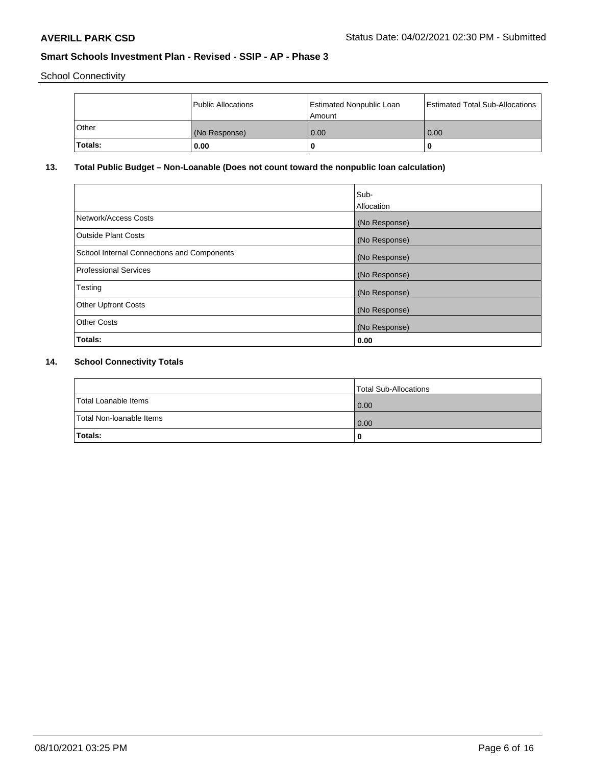School Connectivity

| | Public Allocations | Estimated Nonpublic Loan Amount | Estimated Total Sub-Allocations |
| --- | --- | --- | --- |
| Other | (No Response) | 0.00 | 0.00 |
| **Totals:** | **0.00** | **0** | **0** |

## 13. Total Public Budget – Non-Loanable (Does not count toward the nonpublic loan calculation)

| | Sub-Allocation |
| --- | --- |
| Network/Access Costs | (No Response) |
| Outside Plant Costs | (No Response) |
| School Internal Connections and Components | (No Response) |
| Professional Services | (No Response) |
| Testing | (No Response) |
| Other Upfront Costs | (No Response) |
| Other Costs | (No Response) |
| **Totals:** | **0.00** |

## 14. School Connectivity Totals

| | Total Sub-Allocations |
| --- | --- |
| Total Loanable Items | 0.00 |
| Total Non-loanable Items | 0.00 |
| **Totals:** | **0** |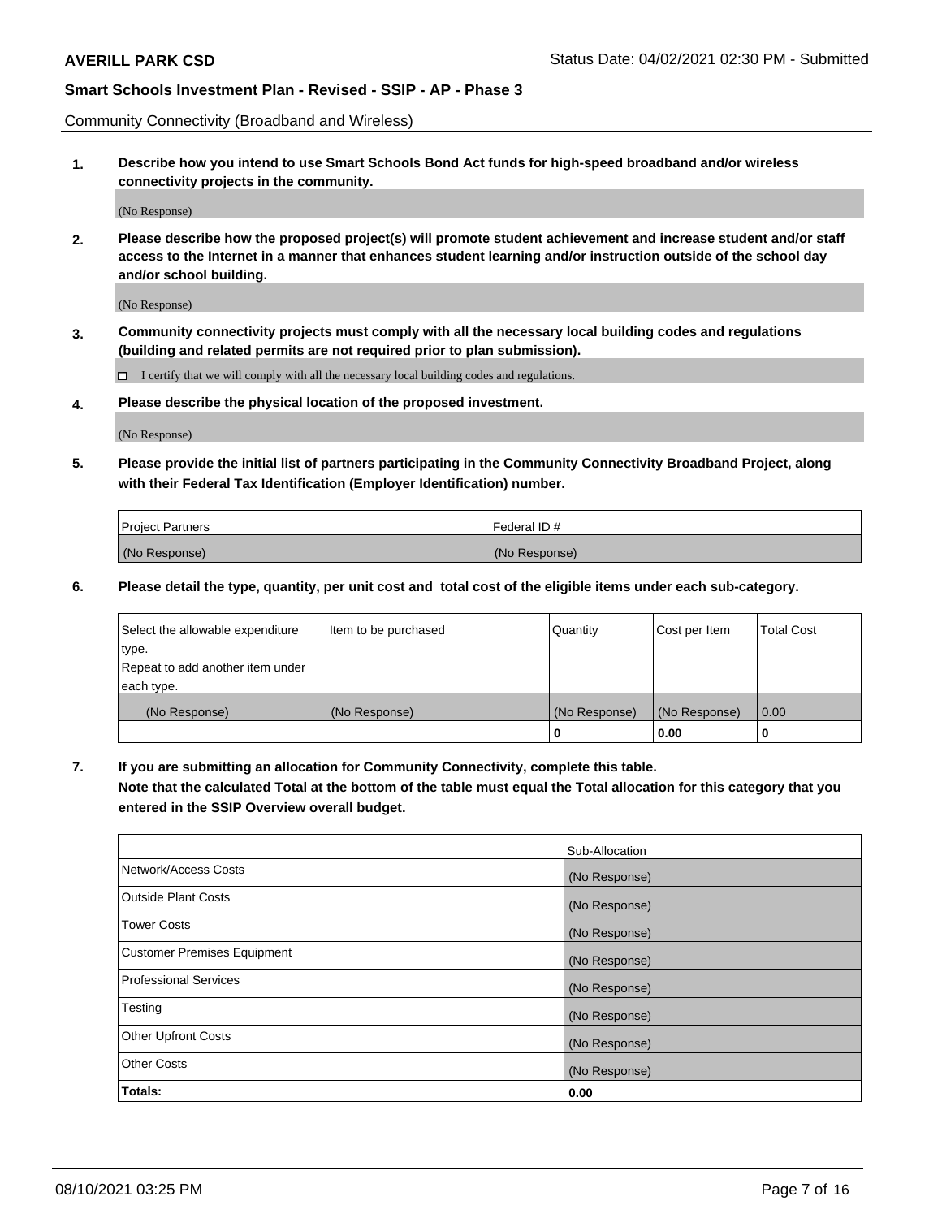Community Connectivity (Broadband and Wireless)

**1. Describe how you intend to use Smart Schools Bond Act funds for high-speed broadband and/or wireless connectivity projects in the community.**

(No Response)

**2. Please describe how the proposed project(s) will promote student achievement and increase student and/or staff access to the Internet in a manner that enhances student learning and/or instruction outside of the school day and/or school building.**

(No Response)

**3. Community connectivity projects must comply with all the necessary local building codes and regulations (building and related permits are not required prior to plan submission).**

☐ I certify that we will comply with all the necessary local building codes and regulations.

**4. Please describe the physical location of the proposed investment.**

(No Response)

**5. Please provide the initial list of partners participating in the Community Connectivity Broadband Project, along with their Federal Tax Identification (Employer Identification) number.**

| Project Partners | Federal ID # |
| --- | --- |
| (No Response) | (No Response) |

**6. Please detail the type, quantity, per unit cost and total cost of the eligible items under each sub-category.**

| Select the allowable expenditure type. Repeat to add another item under each type. | Item to be purchased | Quantity | Cost per Item | Total Cost |
| --- | --- | --- | --- | --- |
| (No Response) | (No Response) | (No Response) | (No Response) | 0.00 |
| | | **0** | **0.00** | **0** |

**7. If you are submitting an allocation for Community Connectivity, complete this table. Note that the calculated Total at the bottom of the table must equal the Total allocation for this category that you entered in the SSIP Overview overall budget.**

| | Sub-Allocation |
| --- | --- |
| Network/Access Costs | (No Response) |
| Outside Plant Costs | (No Response) |
| Tower Costs | (No Response) |
| Customer Premises Equipment | (No Response) |
| Professional Services | (No Response) |
| Testing | (No Response) |
| Other Upfront Costs | (No Response) |
| Other Costs | (No Response) |
| **Totals:** | **0.00** |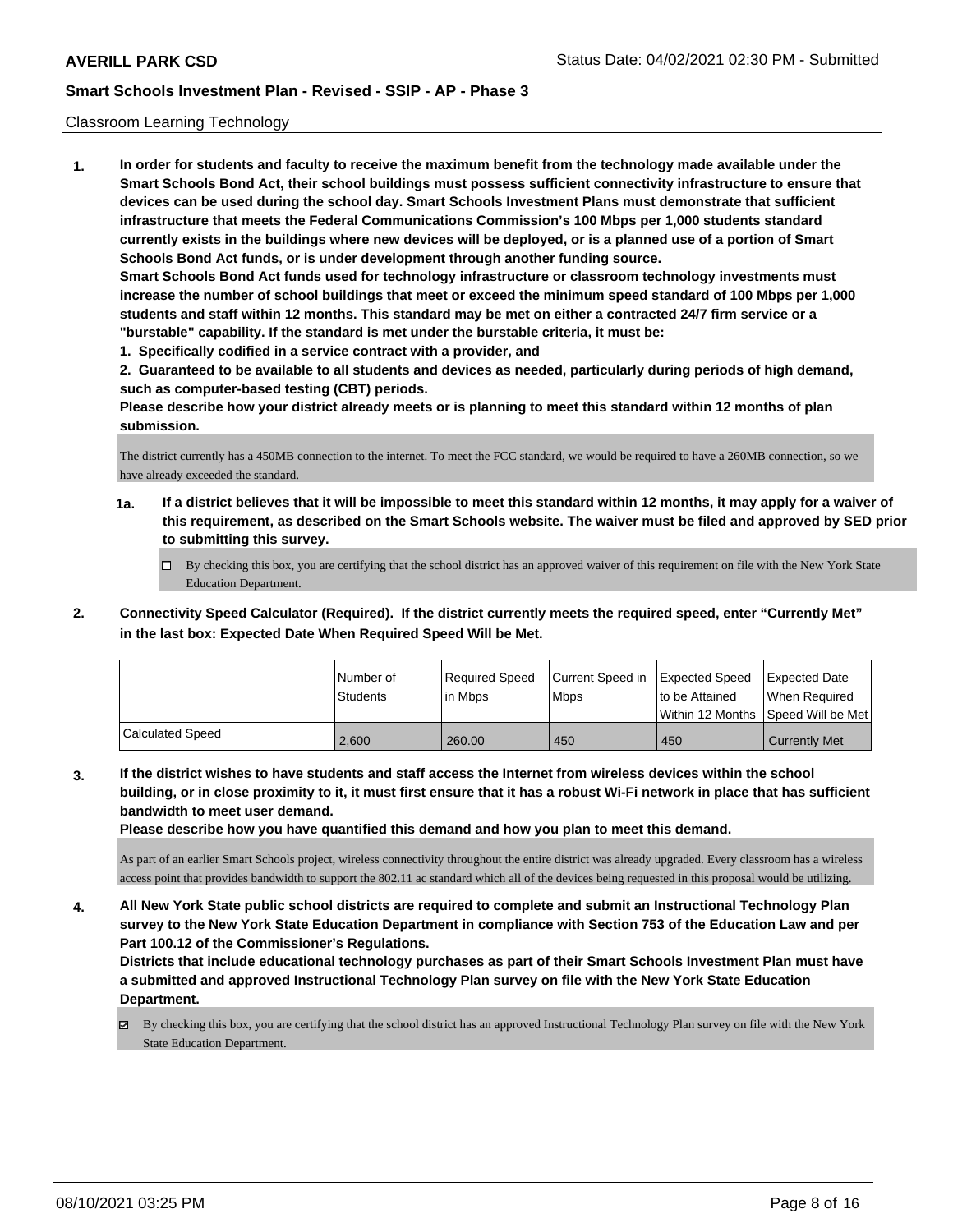Classroom Learning Technology

1. **In order for students and faculty to receive the maximum benefit from the technology made available under the Smart Schools Bond Act, their school buildings must possess sufficient connectivity infrastructure to ensure that devices can be used during the school day. Smart Schools Investment Plans must demonstrate that sufficient infrastructure that meets the Federal Communications Commission's 100 Mbps per 1,000 students standard currently exists in the buildings where new devices will be deployed, or is a planned use of a portion of Smart Schools Bond Act funds, or is under development through another funding source.**
   **Smart Schools Bond Act funds used for technology infrastructure or classroom technology investments must increase the number of school buildings that meet or exceed the minimum speed standard of 100 Mbps per 1,000 students and staff within 12 months. This standard may be met on either a contracted 24/7 firm service or a "burstable" capability. If the standard is met under the burstable criteria, it must be:**
   **1. Specifically codified in a service contract with a provider, and**
   **2. Guaranteed to be available to all students and devices as needed, particularly during periods of high demand, such as computer-based testing (CBT) periods.**
   **Please describe how your district already meets or is planning to meet this standard within 12 months of plan submission.**

   The district currently has a 450MB connection to the internet. To meet the FCC standard, we would be required to have a 260MB connection, so we have already exceeded the standard.

   **1a. If a district believes that it will be impossible to meet this standard within 12 months, it may apply for a waiver of this requirement, as described on the Smart Schools website. The waiver must be filed and approved by SED prior to submitting this survey.**

   ☐ By checking this box, you are certifying that the school district has an approved waiver of this requirement on file with the New York State Education Department.

2. **Connectivity Speed Calculator (Required). If the district currently meets the required speed, enter "Currently Met" in the last box: Expected Date When Required Speed Will be Met.**

| | Number of Students | Required Speed in Mbps | Current Speed in Mbps | Expected Speed to be Attained Within 12 Months | Expected Date When Required Speed Will be Met |
|---|---|---|---|---|---|
| Calculated Speed | 2,600 | 260.00 | 450 | 450 | Currently Met |

3. **If the district wishes to have students and staff access the Internet from wireless devices within the school building, or in close proximity to it, it must first ensure that it has a robust Wi-Fi network in place that has sufficient bandwidth to meet user demand.**
   **Please describe how you have quantified this demand and how you plan to meet this demand.**

   As part of an earlier Smart Schools project, wireless connectivity throughout the entire district was already upgraded. Every classroom has a wireless access point that provides bandwidth to support the 802.11 ac standard which all of the devices being requested in this proposal would be utilizing.

4. **All New York State public school districts are required to complete and submit an Instructional Technology Plan survey to the New York State Education Department in compliance with Section 753 of the Education Law and per Part 100.12 of the Commissioner's Regulations.**
   **Districts that include educational technology purchases as part of their Smart Schools Investment Plan must have a submitted and approved Instructional Technology Plan survey on file with the New York State Education Department.**

   ☑ By checking this box, you are certifying that the school district has an approved Instructional Technology Plan survey on file with the New York State Education Department.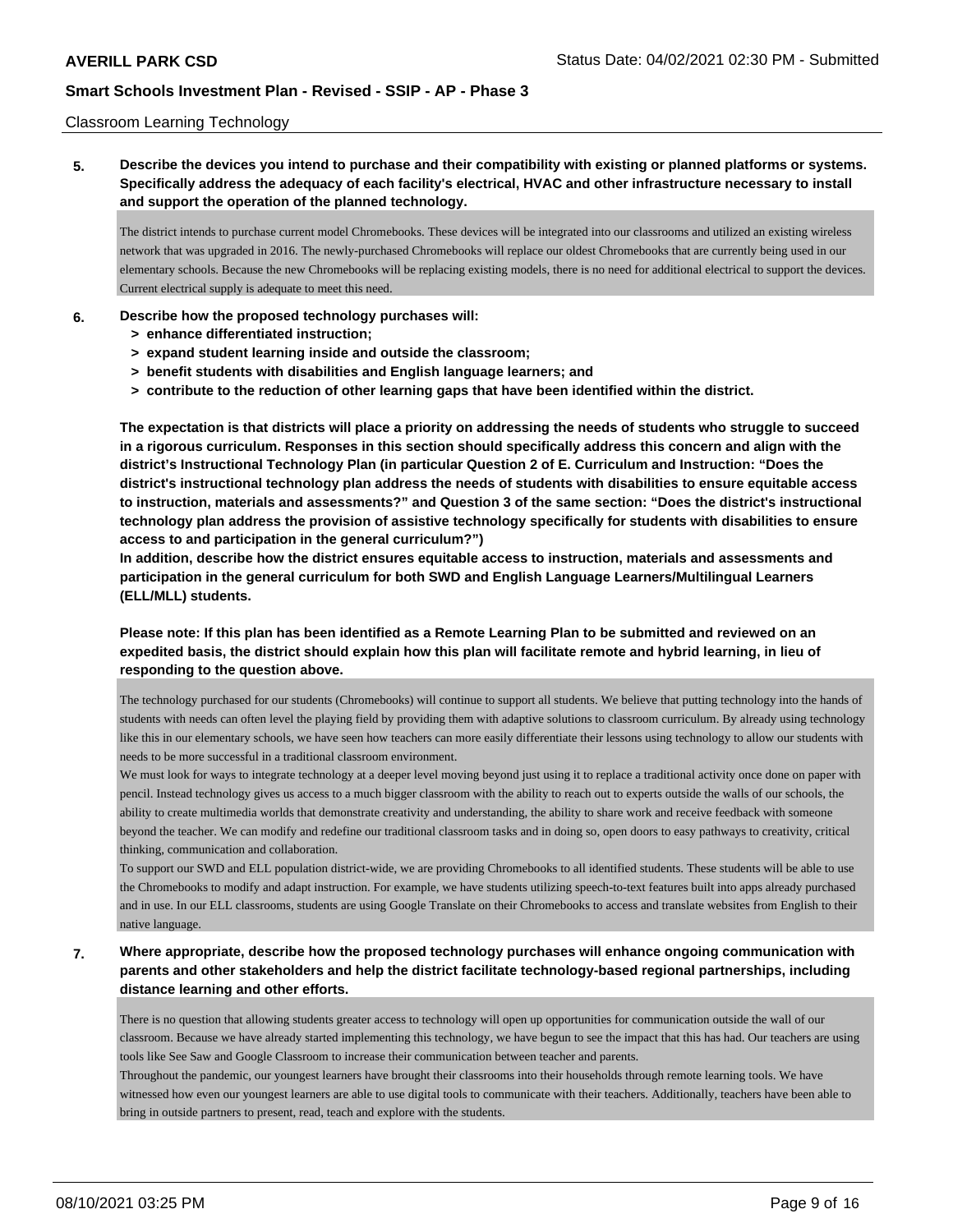Classroom Learning Technology

**5. Describe the devices you intend to purchase and their compatibility with existing or planned platforms or systems. Specifically address the adequacy of each facility's electrical, HVAC and other infrastructure necessary to install and support the operation of the planned technology.**

The district intends to purchase current model Chromebooks. These devices will be integrated into our classrooms and utilized an existing wireless network that was upgraded in 2016. The newly-purchased Chromebooks will replace our oldest Chromebooks that are currently being used in our elementary schools. Because the new Chromebooks will be replacing existing models, there is no need for additional electrical to support the devices. Current electrical supply is adequate to meet this need.

**6. Describe how the proposed technology purchases will:**
- **> enhance differentiated instruction;**
- **> expand student learning inside and outside the classroom;**
- **> benefit students with disabilities and English language learners; and**
- **> contribute to the reduction of other learning gaps that have been identified within the district.**

**The expectation is that districts will place a priority on addressing the needs of students who struggle to succeed in a rigorous curriculum. Responses in this section should specifically address this concern and align with the district's Instructional Technology Plan (in particular Question 2 of E. Curriculum and Instruction: "Does the district's instructional technology plan address the needs of students with disabilities to ensure equitable access to instruction, materials and assessments?" and Question 3 of the same section: "Does the district's instructional technology plan address the provision of assistive technology specifically for students with disabilities to ensure access to and participation in the general curriculum?")**

**In addition, describe how the district ensures equitable access to instruction, materials and assessments and participation in the general curriculum for both SWD and English Language Learners/Multilingual Learners (ELL/MLL) students.**

**Please note: If this plan has been identified as a Remote Learning Plan to be submitted and reviewed on an expedited basis, the district should explain how this plan will facilitate remote and hybrid learning, in lieu of responding to the question above.**

The technology purchased for our students (Chromebooks) will continue to support all students. We believe that putting technology into the hands of students with needs can often level the playing field by providing them with adaptive solutions to classroom curriculum. By already using technology like this in our elementary schools, we have seen how teachers can more easily differentiate their lessons using technology to allow our students with needs to be more successful in a traditional classroom environment.

We must look for ways to integrate technology at a deeper level moving beyond just using it to replace a traditional activity once done on paper with pencil. Instead technology gives us access to a much bigger classroom with the ability to reach out to experts outside the walls of our schools, the ability to create multimedia worlds that demonstrate creativity and understanding, the ability to share work and receive feedback with someone beyond the teacher. We can modify and redefine our traditional classroom tasks and in doing so, open doors to easy pathways to creativity, critical thinking, communication and collaboration.

To support our SWD and ELL population district-wide, we are providing Chromebooks to all identified students. These students will be able to use the Chromebooks to modify and adapt instruction. For example, we have students utilizing speech-to-text features built into apps already purchased and in use. In our ELL classrooms, students are using Google Translate on their Chromebooks to access and translate websites from English to their native language.

**7. Where appropriate, describe how the proposed technology purchases will enhance ongoing communication with parents and other stakeholders and help the district facilitate technology-based regional partnerships, including distance learning and other efforts.**

There is no question that allowing students greater access to technology will open up opportunities for communication outside the wall of our classroom. Because we have already started implementing this technology, we have begun to see the impact that this has had. Our teachers are using tools like See Saw and Google Classroom to increase their communication between teacher and parents.

Throughout the pandemic, our youngest learners have brought their classrooms into their households through remote learning tools. We have witnessed how even our youngest learners are able to use digital tools to communicate with their teachers. Additionally, teachers have been able to bring in outside partners to present, read, teach and explore with the students.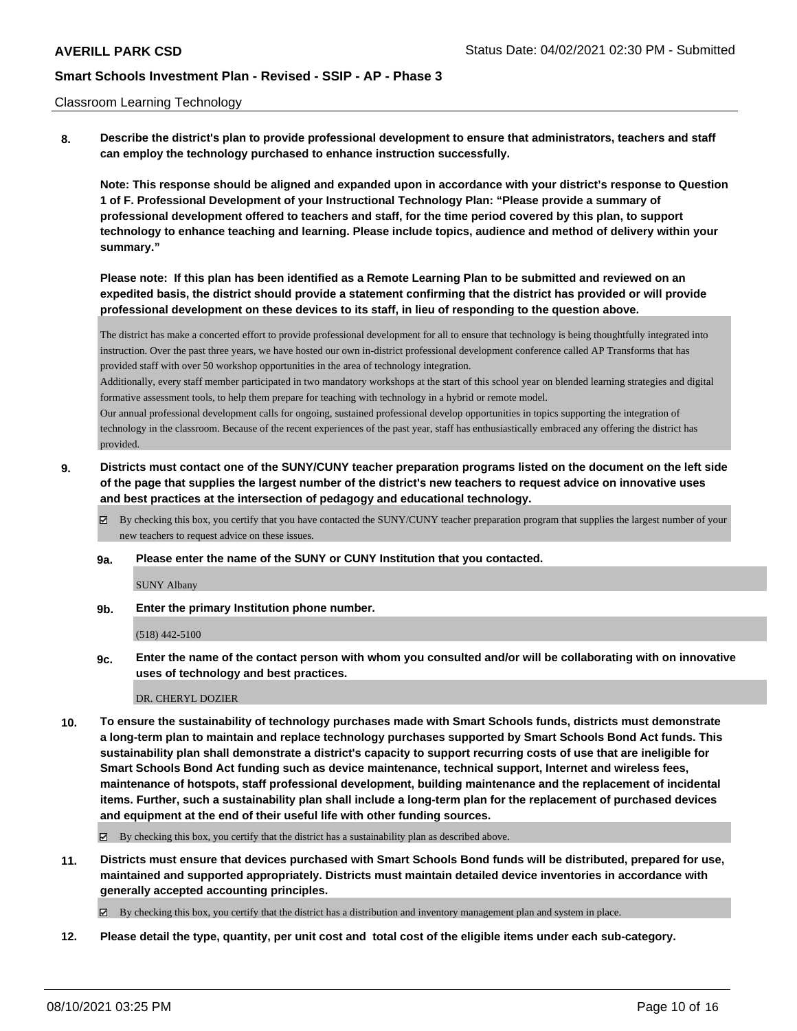Classroom Learning Technology

**8. Describe the district's plan to provide professional development to ensure that administrators, teachers and staff can employ the technology purchased to enhance instruction successfully.**

**Note: This response should be aligned and expanded upon in accordance with your district's response to Question 1 of F. Professional Development of your Instructional Technology Plan: "Please provide a summary of professional development offered to teachers and staff, for the time period covered by this plan, to support technology to enhance teaching and learning. Please include topics, audience and method of delivery within your summary."**

**Please note: If this plan has been identified as a Remote Learning Plan to be submitted and reviewed on an expedited basis, the district should provide a statement confirming that the district has provided or will provide professional development on these devices to its staff, in lieu of responding to the question above.**

The district has make a concerted effort to provide professional development for all to ensure that technology is being thoughtfully integrated into instruction. Over the past three years, we have hosted our own in-district professional development conference called AP Transforms that has provided staff with over 50 workshop opportunities in the area of technology integration.
Additionally, every staff member participated in two mandatory workshops at the start of this school year on blended learning strategies and digital formative assessment tools, to help them prepare for teaching with technology in a hybrid or remote model.
Our annual professional development calls for ongoing, sustained professional develop opportunities in topics supporting the integration of technology in the classroom. Because of the recent experiences of the past year, staff has enthusiastically embraced any offering the district has provided.

**9. Districts must contact one of the SUNY/CUNY teacher preparation programs listed on the document on the left side of the page that supplies the largest number of the district's new teachers to request advice on innovative uses and best practices at the intersection of pedagogy and educational technology.**

☑ By checking this box, you certify that you have contacted the SUNY/CUNY teacher preparation program that supplies the largest number of your new teachers to request advice on these issues.

**9a. Please enter the name of the SUNY or CUNY Institution that you contacted.**

SUNY Albany

**9b. Enter the primary Institution phone number.**

(518) 442-5100

**9c. Enter the name of the contact person with whom you consulted and/or will be collaborating with on innovative uses of technology and best practices.**

DR. CHERYL DOZIER

**10. To ensure the sustainability of technology purchases made with Smart Schools funds, districts must demonstrate a long-term plan to maintain and replace technology purchases supported by Smart Schools Bond Act funds. This sustainability plan shall demonstrate a district's capacity to support recurring costs of use that are ineligible for Smart Schools Bond Act funding such as device maintenance, technical support, Internet and wireless fees, maintenance of hotspots, staff professional development, building maintenance and the replacement of incidental items. Further, such a sustainability plan shall include a long-term plan for the replacement of purchased devices and equipment at the end of their useful life with other funding sources.**

☑ By checking this box, you certify that the district has a sustainability plan as described above.

**11. Districts must ensure that devices purchased with Smart Schools Bond funds will be distributed, prepared for use, maintained and supported appropriately. Districts must maintain detailed device inventories in accordance with generally accepted accounting principles.**

☑ By checking this box, you certify that the district has a distribution and inventory management plan and system in place.

**12. Please detail the type, quantity, per unit cost and total cost of the eligible items under each sub-category.**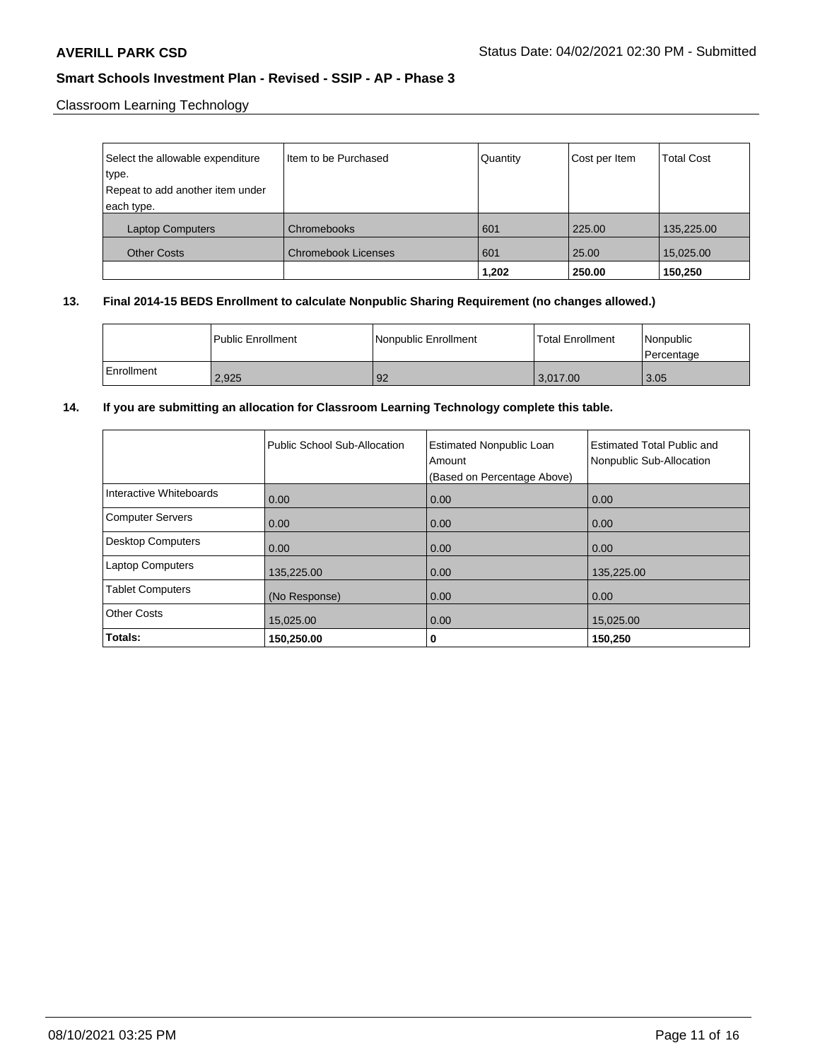Classroom Learning Technology

| Select the allowable expenditure type. Repeat to add another item under each type. | Item to be Purchased | Quantity | Cost per Item | Total Cost |
|---|---|---|---|---|
| Laptop Computers | Chromebooks | 601 | 225.00 | 135,225.00 |
| Other Costs | Chromebook Licenses | 601 | 25.00 | 15,025.00 |
| | | **1,202** | **250.00** | **150,250** |

**13. Final 2014-15 BEDS Enrollment to calculate Nonpublic Sharing Requirement (no changes allowed.)**

| | Public Enrollment | Nonpublic Enrollment | Total Enrollment | Nonpublic Percentage |
|---|---|---|---|---|
| Enrollment | 2,925 | 92 | 3,017.00 | 3.05 |

**14. If you are submitting an allocation for Classroom Learning Technology complete this table.**

| | Public School Sub-Allocation | Estimated Nonpublic Loan Amount (Based on Percentage Above) | Estimated Total Public and Nonpublic Sub-Allocation |
|---|---|---|---|
| Interactive Whiteboards | 0.00 | 0.00 | 0.00 |
| Computer Servers | 0.00 | 0.00 | 0.00 |
| Desktop Computers | 0.00 | 0.00 | 0.00 |
| Laptop Computers | 135,225.00 | 0.00 | 135,225.00 |
| Tablet Computers | (No Response) | 0.00 | 0.00 |
| Other Costs | 15,025.00 | 0.00 | 15,025.00 |
| **Totals:** | **150,250.00** | **0** | **150,250** |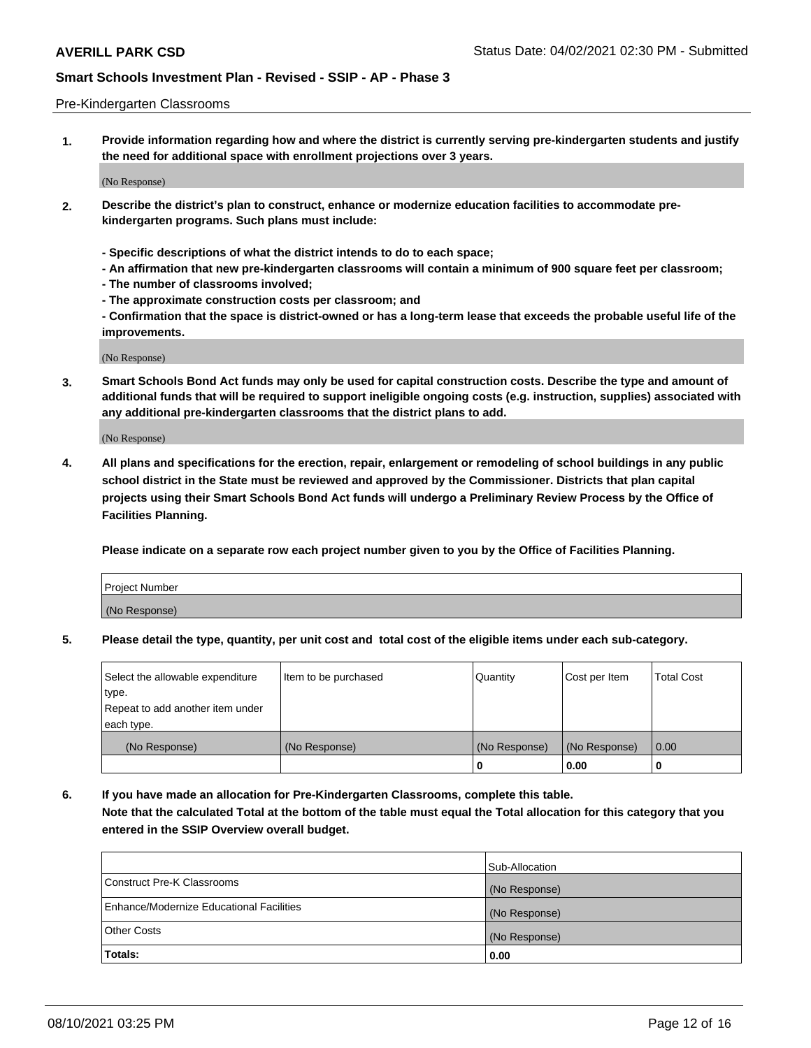Pre-Kindergarten Classrooms

1. **Provide information regarding how and where the district is currently serving pre-kindergarten students and justify the need for additional space with enrollment projections over 3 years.**

(No Response)

2. **Describe the district's plan to construct, enhance or modernize education facilities to accommodate pre-kindergarten programs. Such plans must include:**

   **- Specific descriptions of what the district intends to do to each space;**
   **- An affirmation that new pre-kindergarten classrooms will contain a minimum of 900 square feet per classroom;**
   **- The number of classrooms involved;**
   **- The approximate construction costs per classroom; and**
   **- Confirmation that the space is district-owned or has a long-term lease that exceeds the probable useful life of the improvements.**

(No Response)

3. **Smart Schools Bond Act funds may only be used for capital construction costs. Describe the type and amount of additional funds that will be required to support ineligible ongoing costs (e.g. instruction, supplies) associated with any additional pre-kindergarten classrooms that the district plans to add.**

(No Response)

4. **All plans and specifications for the erection, repair, enlargement or remodeling of school buildings in any public school district in the State must be reviewed and approved by the Commissioner. Districts that plan capital projects using their Smart Schools Bond Act funds will undergo a Preliminary Review Process by the Office of Facilities Planning.**

   **Please indicate on a separate row each project number given to you by the Office of Facilities Planning.**

| Project Number |
|---|
| (No Response) |

5. **Please detail the type, quantity, per unit cost and total cost of the eligible items under each sub-category.**

| Select the allowable expenditure type. Repeat to add another item under each type. | Item to be purchased | Quantity | Cost per Item | Total Cost |
|---|---|---|---|---|
| (No Response) | (No Response) | (No Response) | (No Response) | 0.00 |
| | | 0 | 0.00 | 0 |

6. **If you have made an allocation for Pre-Kindergarten Classrooms, complete this table.**
   **Note that the calculated Total at the bottom of the table must equal the Total allocation for this category that you entered in the SSIP Overview overall budget.**

| | Sub-Allocation |
|---|---|
| Construct Pre-K Classrooms | (No Response) |
| Enhance/Modernize Educational Facilities | (No Response) |
| Other Costs | (No Response) |
| **Totals:** | **0.00** |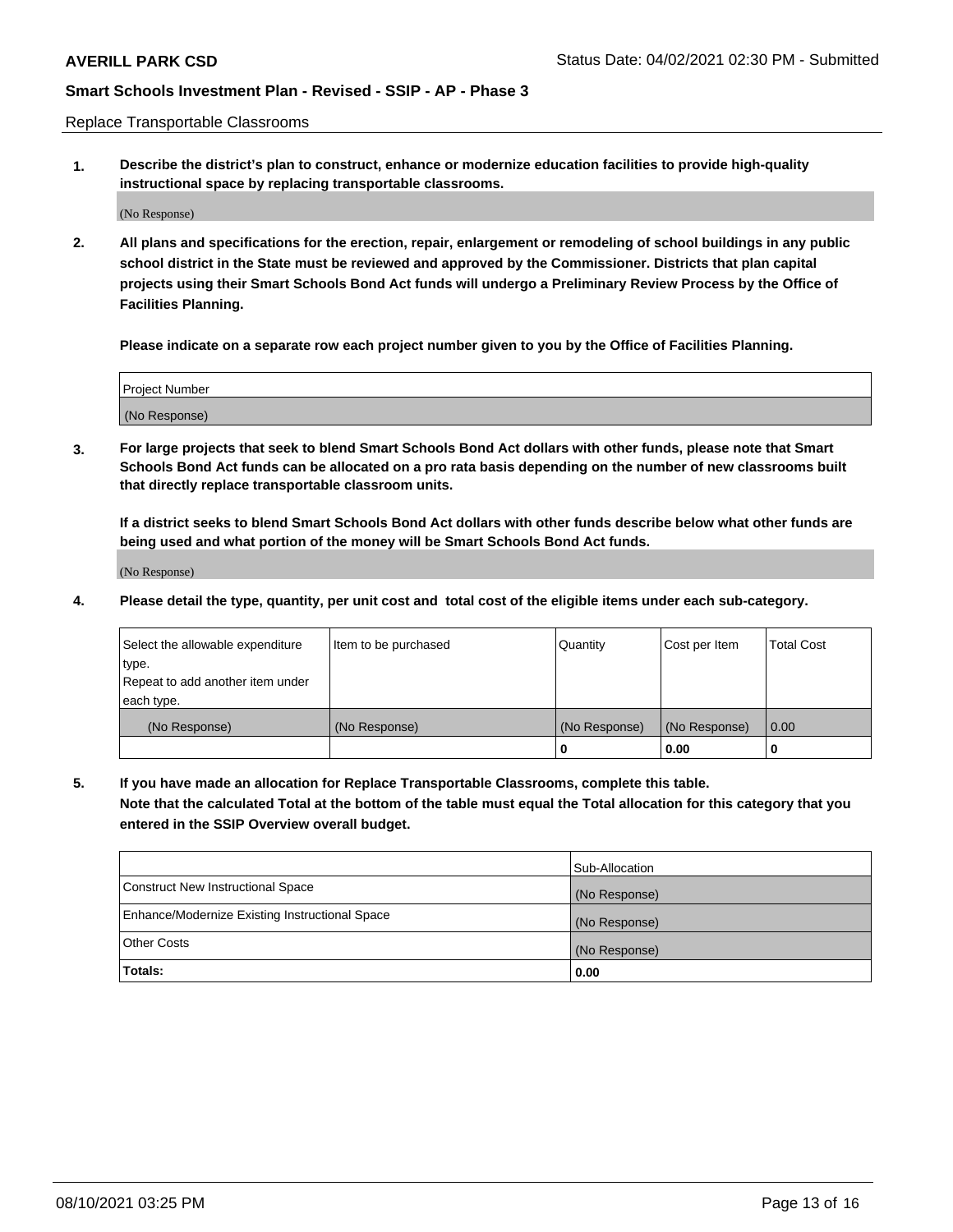Replace Transportable Classrooms

**1. Describe the district's plan to construct, enhance or modernize education facilities to provide high-quality instructional space by replacing transportable classrooms.**

(No Response)

**2. All plans and specifications for the erection, repair, enlargement or remodeling of school buildings in any public school district in the State must be reviewed and approved by the Commissioner. Districts that plan capital projects using their Smart Schools Bond Act funds will undergo a Preliminary Review Process by the Office of Facilities Planning.**

**Please indicate on a separate row each project number given to you by the Office of Facilities Planning.**

| Project Number |
| --- |
| (No Response) |

**3. For large projects that seek to blend Smart Schools Bond Act dollars with other funds, please note that Smart Schools Bond Act funds can be allocated on a pro rata basis depending on the number of new classrooms built that directly replace transportable classroom units.**

**If a district seeks to blend Smart Schools Bond Act dollars with other funds describe below what other funds are being used and what portion of the money will be Smart Schools Bond Act funds.**

(No Response)

**4. Please detail the type, quantity, per unit cost and total cost of the eligible items under each sub-category.**

| Select the allowable expenditure type. Repeat to add another item under each type. | Item to be purchased | Quantity | Cost per Item | Total Cost |
| --- | --- | --- | --- | --- |
| (No Response) | (No Response) | (No Response) | (No Response) | 0.00 |
| | | 0 | 0.00 | 0 |

**5. If you have made an allocation for Replace Transportable Classrooms, complete this table. Note that the calculated Total at the bottom of the table must equal the Total allocation for this category that you entered in the SSIP Overview overall budget.**

| | Sub-Allocation |
| --- | --- |
| Construct New Instructional Space | (No Response) |
| Enhance/Modernize Existing Instructional Space | (No Response) |
| Other Costs | (No Response) |
| **Totals:** | **0.00** |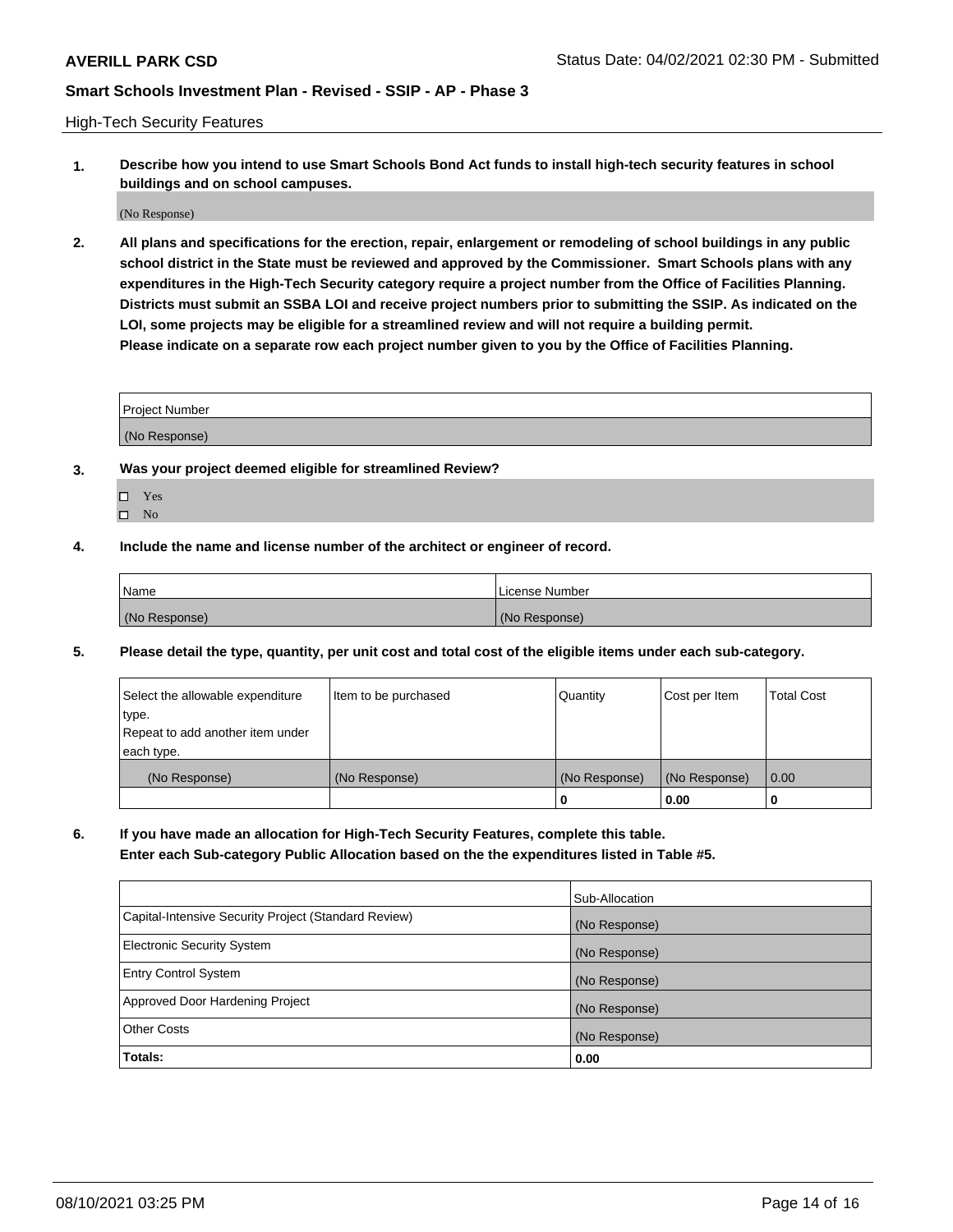High-Tech Security Features

**1. Describe how you intend to use Smart Schools Bond Act funds to install high-tech security features in school buildings and on school campuses.**

(No Response)

**2. All plans and specifications for the erection, repair, enlargement or remodeling of school buildings in any public school district in the State must be reviewed and approved by the Commissioner. Smart Schools plans with any expenditures in the High-Tech Security category require a project number from the Office of Facilities Planning. Districts must submit an SSBA LOI and receive project numbers prior to submitting the SSIP. As indicated on the LOI, some projects may be eligible for a streamlined review and will not require a building permit. Please indicate on a separate row each project number given to you by the Office of Facilities Planning.**

| Project Number |
|---|
| (No Response) |

**3. Was your project deemed eligible for streamlined Review?**

- ☐ Yes
- ☐ No

**4. Include the name and license number of the architect or engineer of record.**

| Name | License Number |
|---|---|
| (No Response) | (No Response) |

**5. Please detail the type, quantity, per unit cost and total cost of the eligible items under each sub-category.**

| Select the allowable expenditure type. Repeat to add another item under each type. | Item to be purchased | Quantity | Cost per Item | Total Cost |
|---|---|---|---|---|
| (No Response) | (No Response) | (No Response) | (No Response) | 0.00 |
| | | 0 | 0.00 | 0 |

**6. If you have made an allocation for High-Tech Security Features, complete this table. Enter each Sub-category Public Allocation based on the the expenditures listed in Table #5.**

| | Sub-Allocation |
|---|---|
| Capital-Intensive Security Project (Standard Review) | (No Response) |
| Electronic Security System | (No Response) |
| Entry Control System | (No Response) |
| Approved Door Hardening Project | (No Response) |
| Other Costs | (No Response) |
| **Totals:** | **0.00** |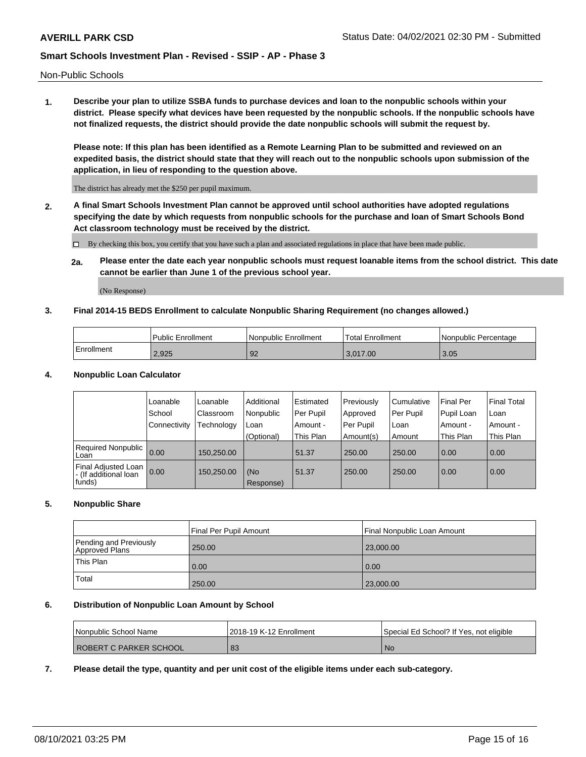Non-Public Schools

**1. Describe your plan to utilize SSBA funds to purchase devices and loan to the nonpublic schools within your district. Please specify what devices have been requested by the nonpublic schools. If the nonpublic schools have not finalized requests, the district should provide the date nonpublic schools will submit the request by.**

**Please note: If this plan has been identified as a Remote Learning Plan to be submitted and reviewed on an expedited basis, the district should state that they will reach out to the nonpublic schools upon submission of the application, in lieu of responding to the question above.**

The district has already met the $250 per pupil maximum.

**2. A final Smart Schools Investment Plan cannot be approved until school authorities have adopted regulations specifying the date by which requests from nonpublic schools for the purchase and loan of Smart Schools Bond Act classroom technology must be received by the district.**

☐ By checking this box, you certify that you have such a plan and associated regulations in place that have been made public.

**2a. Please enter the date each year nonpublic schools must request loanable items from the school district. This date cannot be earlier than June 1 of the previous school year.**

(No Response)

**3. Final 2014-15 BEDS Enrollment to calculate Nonpublic Sharing Requirement (no changes allowed.)**

| | Public Enrollment | Nonpublic Enrollment | Total Enrollment | Nonpublic Percentage |
|---|---|---|---|---|
| Enrollment | 2,925 | 92 | 3,017.00 | 3.05 |

**4. Nonpublic Loan Calculator**

| | Loanable School Connectivity | Loanable Classroom Technology | Additional Nonpublic Loan (Optional) | Estimated Per Pupil Amount - This Plan | Previously Approved Per Pupil Amount(s) | Cumulative Per Pupil Loan Amount | Final Per Pupil Loan Amount - This Plan | Final Total Loan Amount - This Plan |
|---|---|---|---|---|---|---|---|---|
| Required Nonpublic Loan | 0.00 | 150,250.00 | | 51.37 | 250.00 | 250.00 | 0.00 | 0.00 |
| Final Adjusted Loan - (If additional loan funds) | 0.00 | 150,250.00 | (No Response) | 51.37 | 250.00 | 250.00 | 0.00 | 0.00 |

**5. Nonpublic Share**

| | Final Per Pupil Amount | Final Nonpublic Loan Amount |
|---|---|---|
| Pending and Previously Approved Plans | 250.00 | 23,000.00 |
| This Plan | 0.00 | 0.00 |
| Total | 250.00 | 23,000.00 |

**6. Distribution of Nonpublic Loan Amount by School**

| Nonpublic School Name | 2018-19 K-12 Enrollment | Special Ed School? If Yes, not eligible |
|---|---|---|
| ROBERT C PARKER SCHOOL | 83 | No |

**7. Please detail the type, quantity and per unit cost of the eligible items under each sub-category.**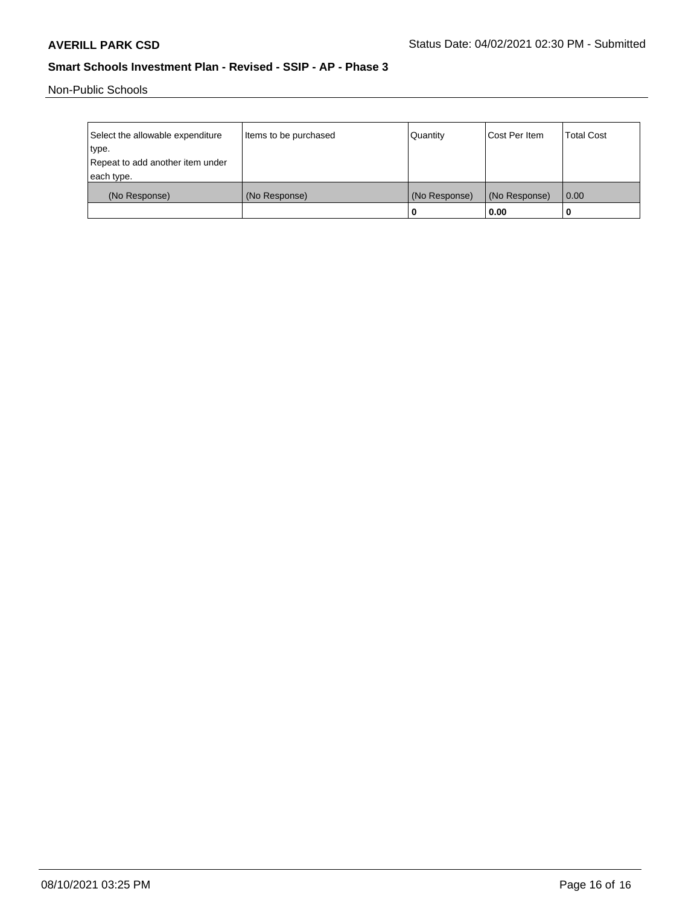Non-Public Schools

| Select the allowable expenditure type. Repeat to add another item under each type. | Items to be purchased | Quantity | Cost Per Item | Total Cost |
|---|---|---|---|---|
| (No Response) | (No Response) | (No Response) | (No Response) | 0.00 |
| | | **0** | **0.00** | **0** |